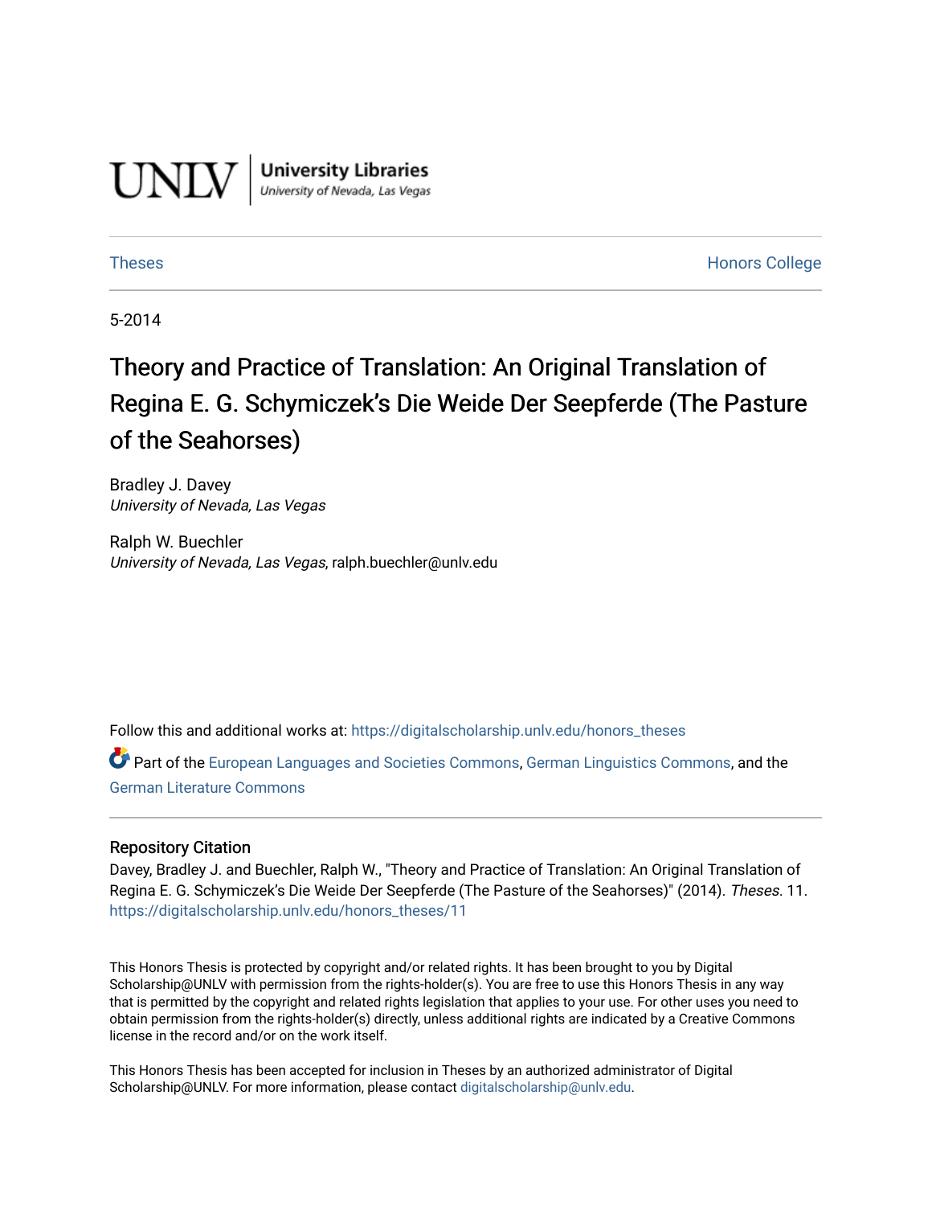UNLV | University Libraries
*University of Nevada, Las Vegas*

Theses | Honors College

5-2014

# Theory and Practice of Translation: An Original Translation of Regina E. G. Schymiczek's Die Weide Der Seepferde (The Pasture of the Seahorses)

Bradley J. Davey
*University of Nevada, Las Vegas*

Ralph W. Buechler
*University of Nevada, Las Vegas*, ralph.buechler@unlv.edu

Follow this and additional works at: https://digitalscholarship.unlv.edu/honors_theses

Part of the European Languages and Societies Commons, German Linguistics Commons, and the German Literature Commons

## Repository Citation

Davey, Bradley J. and Buechler, Ralph W., "Theory and Practice of Translation: An Original Translation of Regina E. G. Schymiczek's Die Weide Der Seepferde (The Pasture of the Seahorses)" (2014). *Theses*. 11.
https://digitalscholarship.unlv.edu/honors_theses/11

This Honors Thesis is protected by copyright and/or related rights. It has been brought to you by Digital Scholarship@UNLV with permission from the rights-holder(s). You are free to use this Honors Thesis in any way that is permitted by the copyright and related rights legislation that applies to your use. For other uses you need to obtain permission from the rights-holder(s) directly, unless additional rights are indicated by a Creative Commons license in the record and/or on the work itself.

This Honors Thesis has been accepted for inclusion in Theses by an authorized administrator of Digital Scholarship@UNLV. For more information, please contact digitalscholarship@unlv.edu.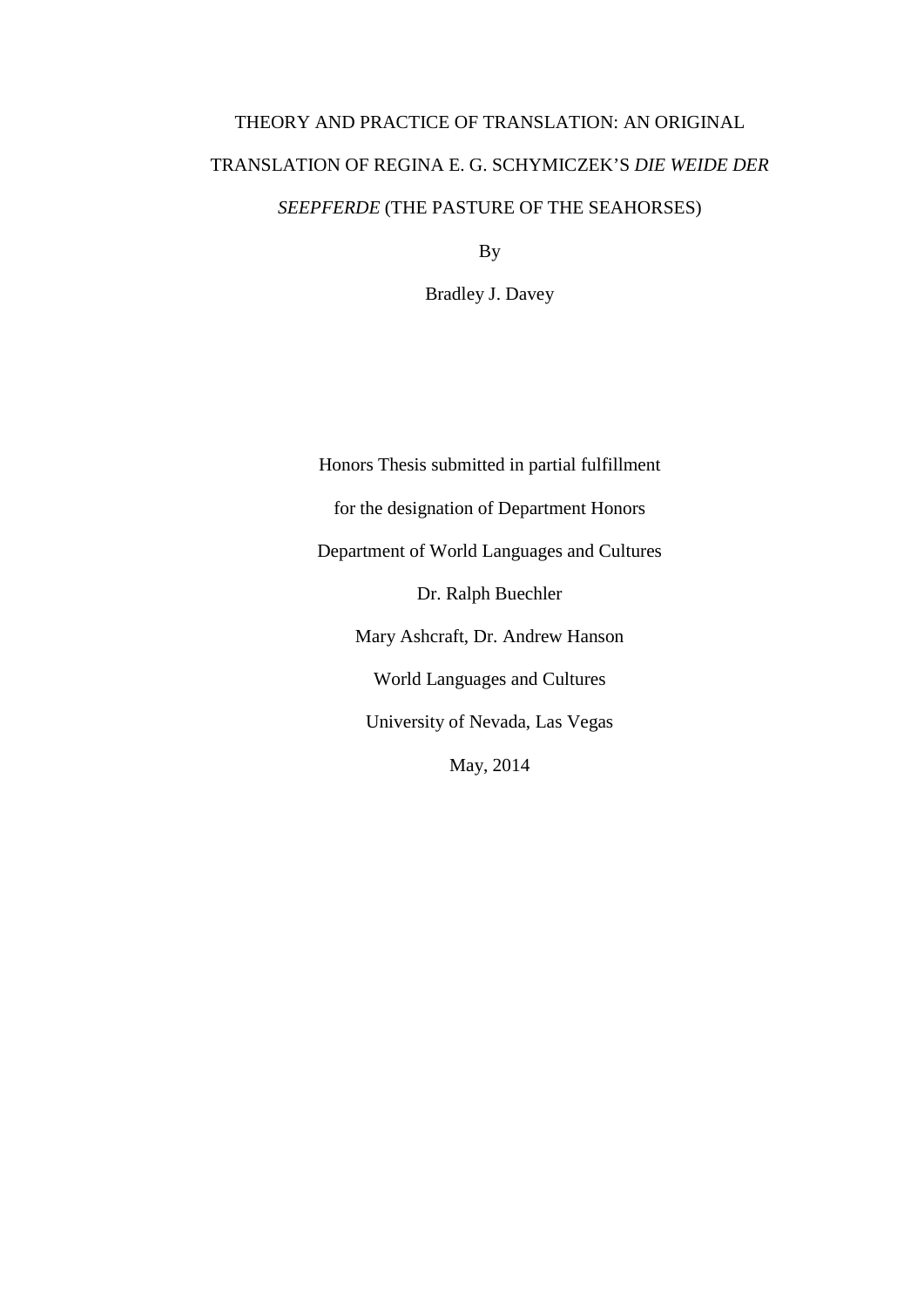# THEORY AND PRACTICE OF TRANSLATION: AN ORIGINAL TRANSLATION OF REGINA E. G. SCHYMICZEK'S *DIE WEIDE DER SEEPFERDE* (THE PASTURE OF THE SEAHORSES)

By

Bradley J. Davey

Honors Thesis submitted in partial fulfillment

for the designation of Department Honors

Department of World Languages and Cultures

Dr. Ralph Buechler

Mary Ashcraft, Dr. Andrew Hanson

World Languages and Cultures

University of Nevada, Las Vegas

May, 2014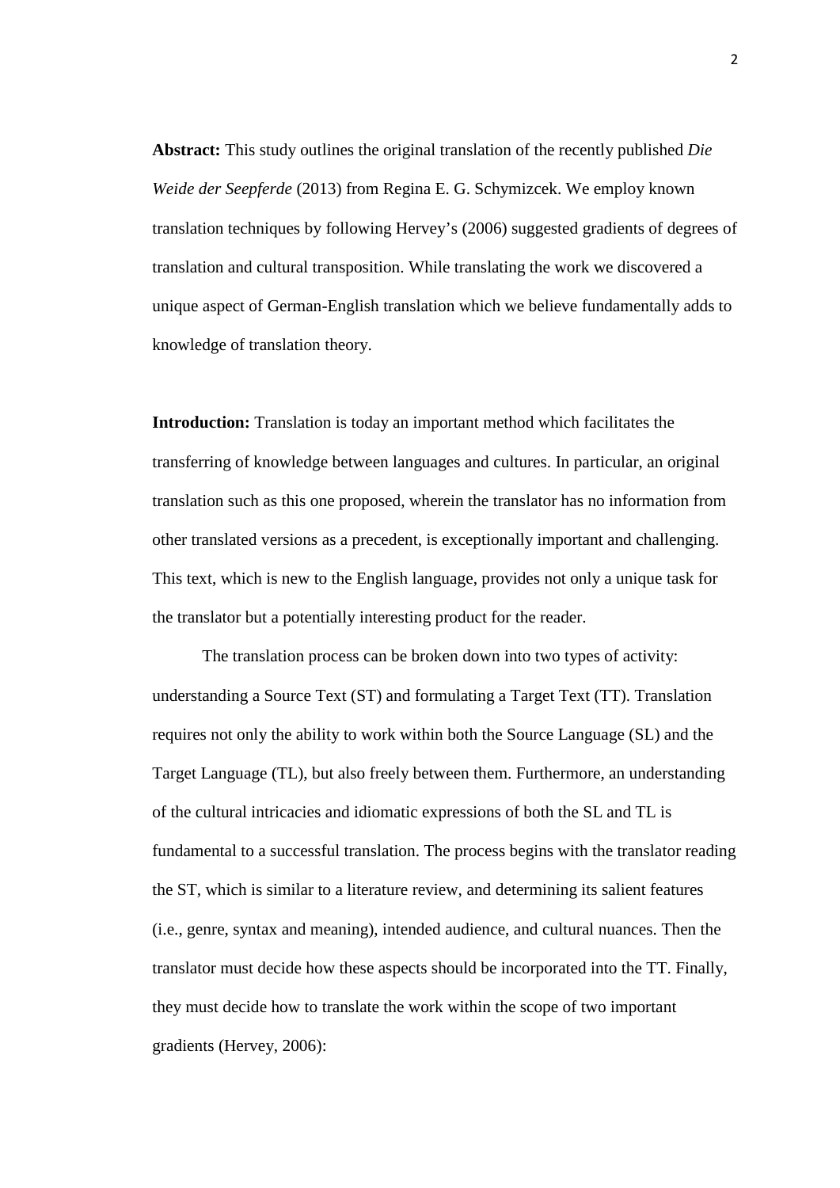**Abstract:** This study outlines the original translation of the recently published *Die Weide der Seepferde* (2013) from Regina E. G. Schymizcek. We employ known translation techniques by following Hervey's (2006) suggested gradients of degrees of translation and cultural transposition. While translating the work we discovered a unique aspect of German-English translation which we believe fundamentally adds to knowledge of translation theory.

**Introduction:** Translation is today an important method which facilitates the transferring of knowledge between languages and cultures. In particular, an original translation such as this one proposed, wherein the translator has no information from other translated versions as a precedent, is exceptionally important and challenging. This text, which is new to the English language, provides not only a unique task for the translator but a potentially interesting product for the reader.

The translation process can be broken down into two types of activity: understanding a Source Text (ST) and formulating a Target Text (TT). Translation requires not only the ability to work within both the Source Language (SL) and the Target Language (TL), but also freely between them. Furthermore, an understanding of the cultural intricacies and idiomatic expressions of both the SL and TL is fundamental to a successful translation. The process begins with the translator reading the ST, which is similar to a literature review, and determining its salient features (i.e., genre, syntax and meaning), intended audience, and cultural nuances. Then the translator must decide how these aspects should be incorporated into the TT. Finally, they must decide how to translate the work within the scope of two important gradients (Hervey, 2006):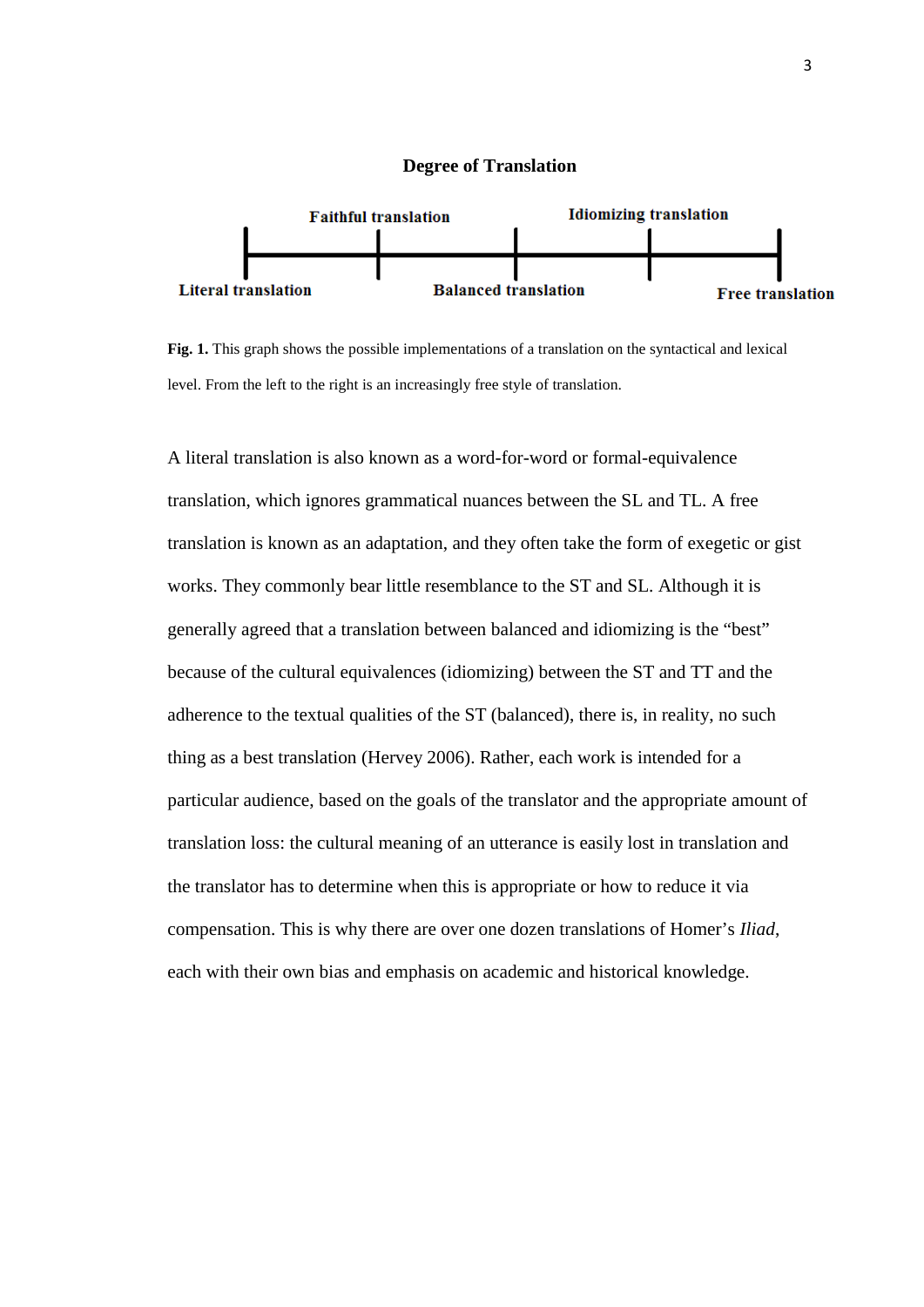**Degree of Translation**

Faithful translation

Idiomizing translation

Literal translation

Balanced translation

Free translation

**Fig. 1.** This graph shows the possible implementations of a translation on the syntactical and lexical level. From the left to the right is an increasingly free style of translation.

A literal translation is also known as a word-for-word or formal-equivalence translation, which ignores grammatical nuances between the SL and TL. A free translation is known as an adaptation, and they often take the form of exegetic or gist works. They commonly bear little resemblance to the ST and SL. Although it is generally agreed that a translation between balanced and idiomizing is the "best" because of the cultural equivalences (idiomizing) between the ST and TT and the adherence to the textual qualities of the ST (balanced), there is, in reality, no such thing as a best translation (Hervey 2006). Rather, each work is intended for a particular audience, based on the goals of the translator and the appropriate amount of translation loss: the cultural meaning of an utterance is easily lost in translation and the translator has to determine when this is appropriate or how to reduce it via compensation. This is why there are over one dozen translations of Homer's *Iliad*, each with their own bias and emphasis on academic and historical knowledge.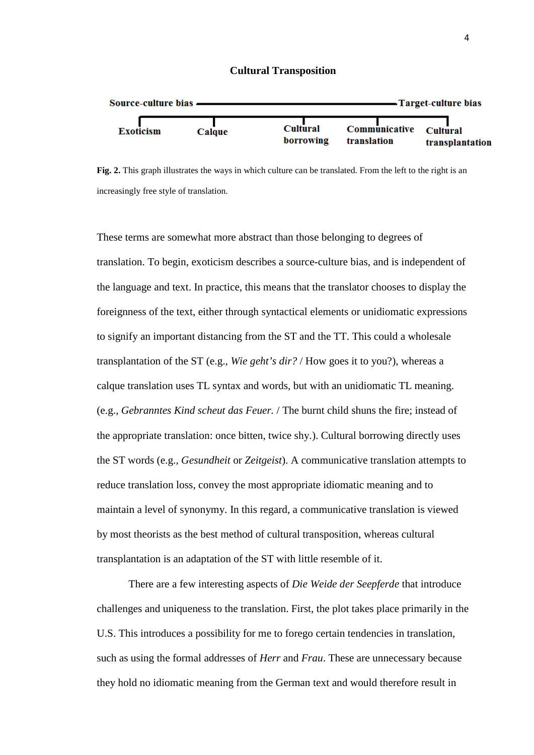**Cultural Transposition**

| Source-culture bias | | | | Target-culture bias |
|---|---|---|---|---|
| Exoticism | Calque | Cultural borrowing | Communicative translation | Cultural transplantation |

**Fig. 2.** This graph illustrates the ways in which culture can be translated. From the left to the right is an increasingly free style of translation.

These terms are somewhat more abstract than those belonging to degrees of translation. To begin, exoticism describes a source-culture bias, and is independent of the language and text. In practice, this means that the translator chooses to display the foreignness of the text, either through syntactical elements or unidiomatic expressions to signify an important distancing from the ST and the TT. This could a wholesale transplantation of the ST (e.g., *Wie geht's dir?* / How goes it to you?), whereas a calque translation uses TL syntax and words, but with an unidiomatic TL meaning. (e.g., *Gebranntes Kind scheut das Feuer.* / The burnt child shuns the fire; instead of the appropriate translation: once bitten, twice shy.). Cultural borrowing directly uses the ST words (e.g., *Gesundheit* or *Zeitgeist*). A communicative translation attempts to reduce translation loss, convey the most appropriate idiomatic meaning and to maintain a level of synonymy. In this regard, a communicative translation is viewed by most theorists as the best method of cultural transposition, whereas cultural transplantation is an adaptation of the ST with little resemble of it.

There are a few interesting aspects of *Die Weide der Seepferde* that introduce challenges and uniqueness to the translation. First, the plot takes place primarily in the U.S. This introduces a possibility for me to forego certain tendencies in translation, such as using the formal addresses of *Herr* and *Frau*. These are unnecessary because they hold no idiomatic meaning from the German text and would therefore result in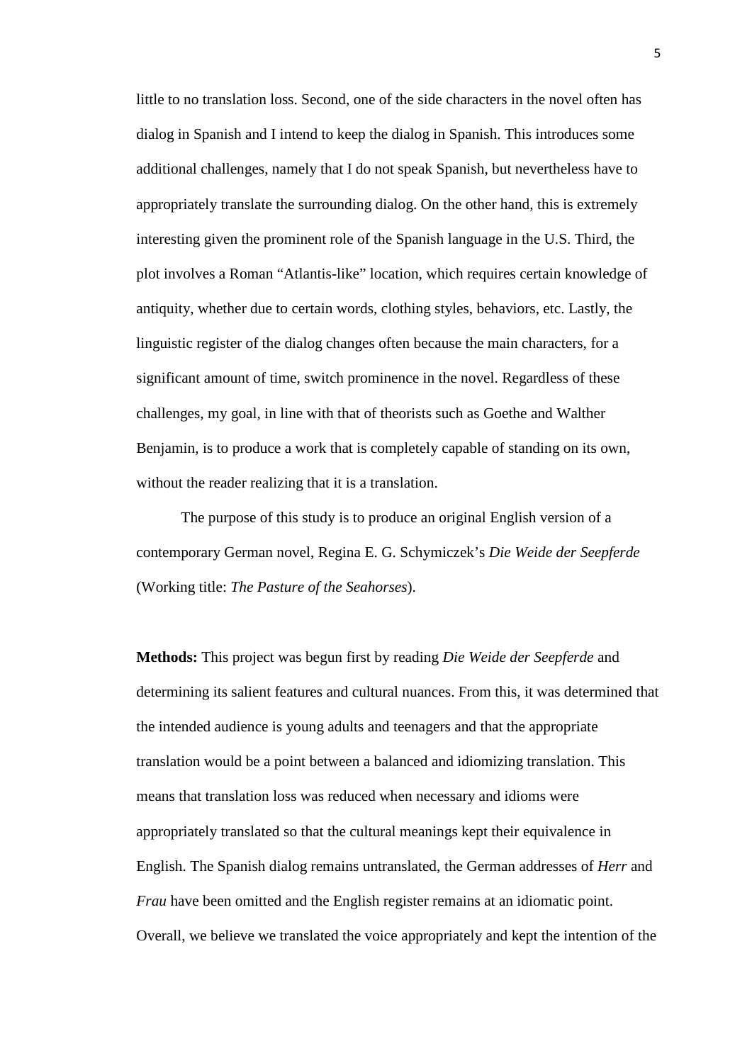little to no translation loss. Second, one of the side characters in the novel often has dialog in Spanish and I intend to keep the dialog in Spanish. This introduces some additional challenges, namely that I do not speak Spanish, but nevertheless have to appropriately translate the surrounding dialog. On the other hand, this is extremely interesting given the prominent role of the Spanish language in the U.S. Third, the plot involves a Roman "Atlantis-like" location, which requires certain knowledge of antiquity, whether due to certain words, clothing styles, behaviors, etc. Lastly, the linguistic register of the dialog changes often because the main characters, for a significant amount of time, switch prominence in the novel. Regardless of these challenges, my goal, in line with that of theorists such as Goethe and Walther Benjamin, is to produce a work that is completely capable of standing on its own, without the reader realizing that it is a translation.

The purpose of this study is to produce an original English version of a contemporary German novel, Regina E. G. Schymiczek's *Die Weide der Seepferde* (Working title: *The Pasture of the Seahorses*).

**Methods:** This project was begun first by reading *Die Weide der Seepferde* and determining its salient features and cultural nuances. From this, it was determined that the intended audience is young adults and teenagers and that the appropriate translation would be a point between a balanced and idiomizing translation. This means that translation loss was reduced when necessary and idioms were appropriately translated so that the cultural meanings kept their equivalence in English. The Spanish dialog remains untranslated, the German addresses of *Herr* and *Frau* have been omitted and the English register remains at an idiomatic point. Overall, we believe we translated the voice appropriately and kept the intention of the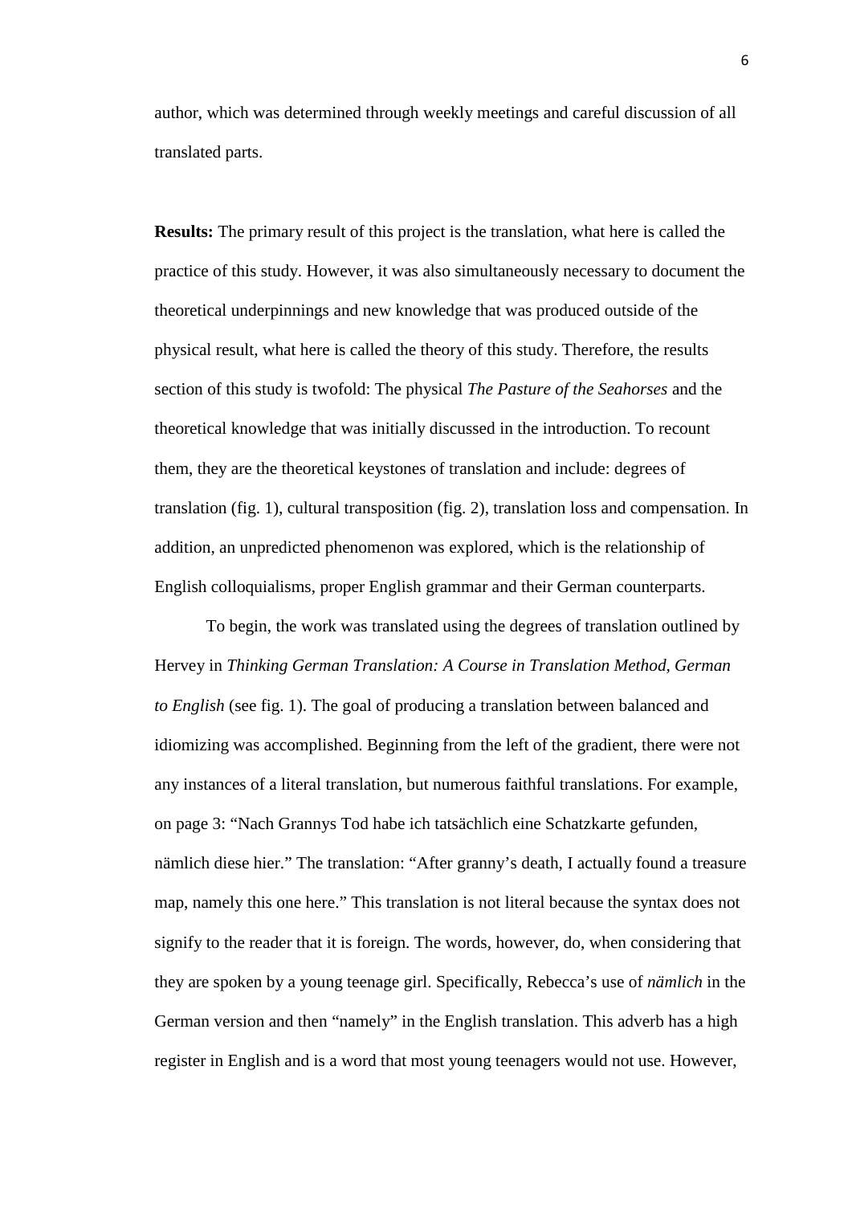author, which was determined through weekly meetings and careful discussion of all translated parts.

**Results:** The primary result of this project is the translation, what here is called the practice of this study. However, it was also simultaneously necessary to document the theoretical underpinnings and new knowledge that was produced outside of the physical result, what here is called the theory of this study. Therefore, the results section of this study is twofold: The physical *The Pasture of the Seahorses* and the theoretical knowledge that was initially discussed in the introduction. To recount them, they are the theoretical keystones of translation and include: degrees of translation (fig. 1), cultural transposition (fig. 2), translation loss and compensation. In addition, an unpredicted phenomenon was explored, which is the relationship of English colloquialisms, proper English grammar and their German counterparts.

To begin, the work was translated using the degrees of translation outlined by Hervey in *Thinking German Translation: A Course in Translation Method, German to English* (see fig. 1). The goal of producing a translation between balanced and idiomizing was accomplished. Beginning from the left of the gradient, there were not any instances of a literal translation, but numerous faithful translations. For example, on page 3: "Nach Grannys Tod habe ich tatsächlich eine Schatzkarte gefunden, nämlich diese hier." The translation: "After granny's death, I actually found a treasure map, namely this one here." This translation is not literal because the syntax does not signify to the reader that it is foreign. The words, however, do, when considering that they are spoken by a young teenage girl. Specifically, Rebecca's use of *nämlich* in the German version and then "namely" in the English translation. This adverb has a high register in English and is a word that most young teenagers would not use. However,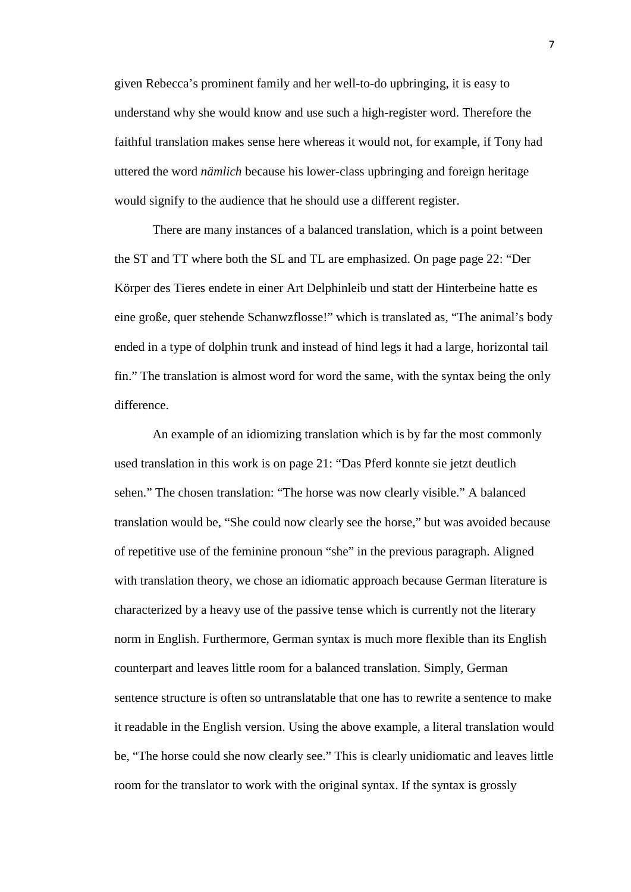given Rebecca's prominent family and her well-to-do upbringing, it is easy to understand why she would know and use such a high-register word. Therefore the faithful translation makes sense here whereas it would not, for example, if Tony had uttered the word *nämlich* because his lower-class upbringing and foreign heritage would signify to the audience that he should use a different register.

There are many instances of a balanced translation, which is a point between the ST and TT where both the SL and TL are emphasized. On page page 22: "Der Körper des Tieres endete in einer Art Delphinleib und statt der Hinterbeine hatte es eine große, quer stehende Schanwzflosse!" which is translated as, "The animal's body ended in a type of dolphin trunk and instead of hind legs it had a large, horizontal tail fin." The translation is almost word for word the same, with the syntax being the only difference.

An example of an idiomizing translation which is by far the most commonly used translation in this work is on page 21: "Das Pferd konnte sie jetzt deutlich sehen." The chosen translation: "The horse was now clearly visible." A balanced translation would be, "She could now clearly see the horse," but was avoided because of repetitive use of the feminine pronoun "she" in the previous paragraph. Aligned with translation theory, we chose an idiomatic approach because German literature is characterized by a heavy use of the passive tense which is currently not the literary norm in English. Furthermore, German syntax is much more flexible than its English counterpart and leaves little room for a balanced translation. Simply, German sentence structure is often so untranslatable that one has to rewrite a sentence to make it readable in the English version. Using the above example, a literal translation would be, "The horse could she now clearly see." This is clearly unidiomatic and leaves little room for the translator to work with the original syntax. If the syntax is grossly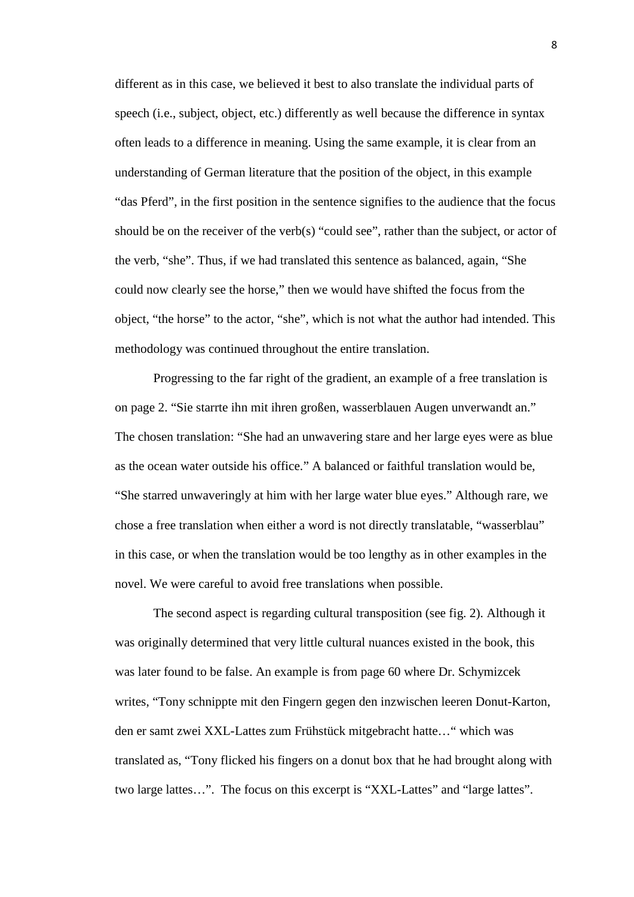different as in this case, we believed it best to also translate the individual parts of speech (i.e., subject, object, etc.) differently as well because the difference in syntax often leads to a difference in meaning. Using the same example, it is clear from an understanding of German literature that the position of the object, in this example "das Pferd", in the first position in the sentence signifies to the audience that the focus should be on the receiver of the verb(s) "could see", rather than the subject, or actor of the verb, "she". Thus, if we had translated this sentence as balanced, again, "She could now clearly see the horse," then we would have shifted the focus from the object, "the horse" to the actor, "she", which is not what the author had intended. This methodology was continued throughout the entire translation.

Progressing to the far right of the gradient, an example of a free translation is on page 2. "Sie starrte ihn mit ihren großen, wasserblauen Augen unverwandt an." The chosen translation: "She had an unwavering stare and her large eyes were as blue as the ocean water outside his office." A balanced or faithful translation would be, "She starred unwaveringly at him with her large water blue eyes." Although rare, we chose a free translation when either a word is not directly translatable, "wasserblau" in this case, or when the translation would be too lengthy as in other examples in the novel. We were careful to avoid free translations when possible.

The second aspect is regarding cultural transposition (see fig. 2). Although it was originally determined that very little cultural nuances existed in the book, this was later found to be false. An example is from page 60 where Dr. Schymizcek writes, "Tony schnippte mit den Fingern gegen den inzwischen leeren Donut-Karton, den er samt zwei XXL-Lattes zum Frühstück mitgebracht hatte…" which was translated as, "Tony flicked his fingers on a donut box that he had brought along with two large lattes…". The focus on this excerpt is "XXL-Lattes" and "large lattes".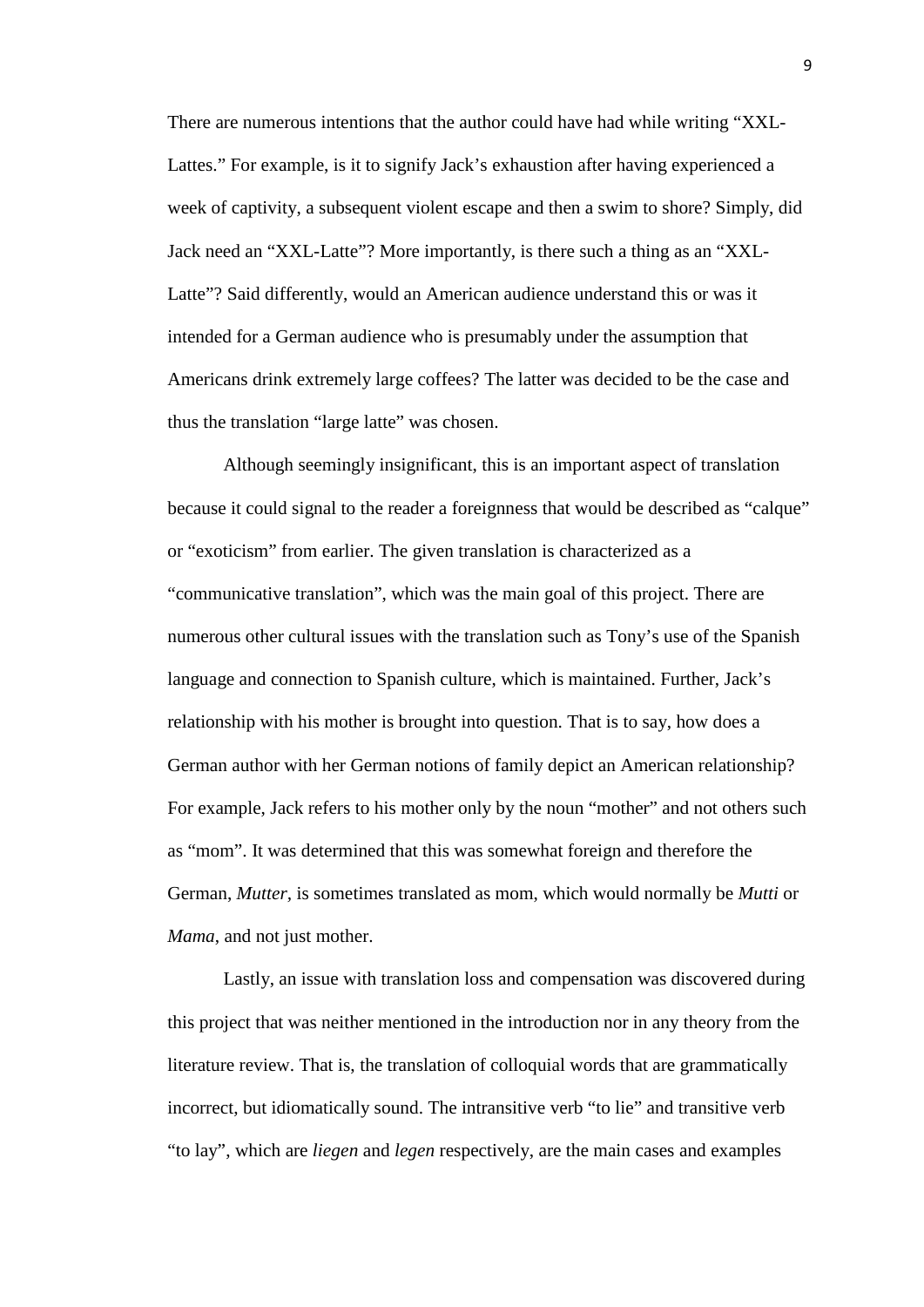There are numerous intentions that the author could have had while writing “XXL-Lattes.” For example, is it to signify Jack’s exhaustion after having experienced a week of captivity, a subsequent violent escape and then a swim to shore? Simply, did Jack need an “XXL-Latte”? More importantly, is there such a thing as an “XXL-Latte”? Said differently, would an American audience understand this or was it intended for a German audience who is presumably under the assumption that Americans drink extremely large coffees? The latter was decided to be the case and thus the translation “large latte” was chosen.

Although seemingly insignificant, this is an important aspect of translation because it could signal to the reader a foreignness that would be described as “calque” or “exoticism” from earlier. The given translation is characterized as a “communicative translation”, which was the main goal of this project. There are numerous other cultural issues with the translation such as Tony’s use of the Spanish language and connection to Spanish culture, which is maintained. Further, Jack’s relationship with his mother is brought into question. That is to say, how does a German author with her German notions of family depict an American relationship? For example, Jack refers to his mother only by the noun “mother” and not others such as “mom”. It was determined that this was somewhat foreign and therefore the German, *Mutter,* is sometimes translated as mom, which would normally be *Mutti* or *Mama*, and not just mother.

Lastly, an issue with translation loss and compensation was discovered during this project that was neither mentioned in the introduction nor in any theory from the literature review. That is, the translation of colloquial words that are grammatically incorrect, but idiomatically sound. The intransitive verb “to lie” and transitive verb “to lay”, which are *liegen* and *legen* respectively, are the main cases and examples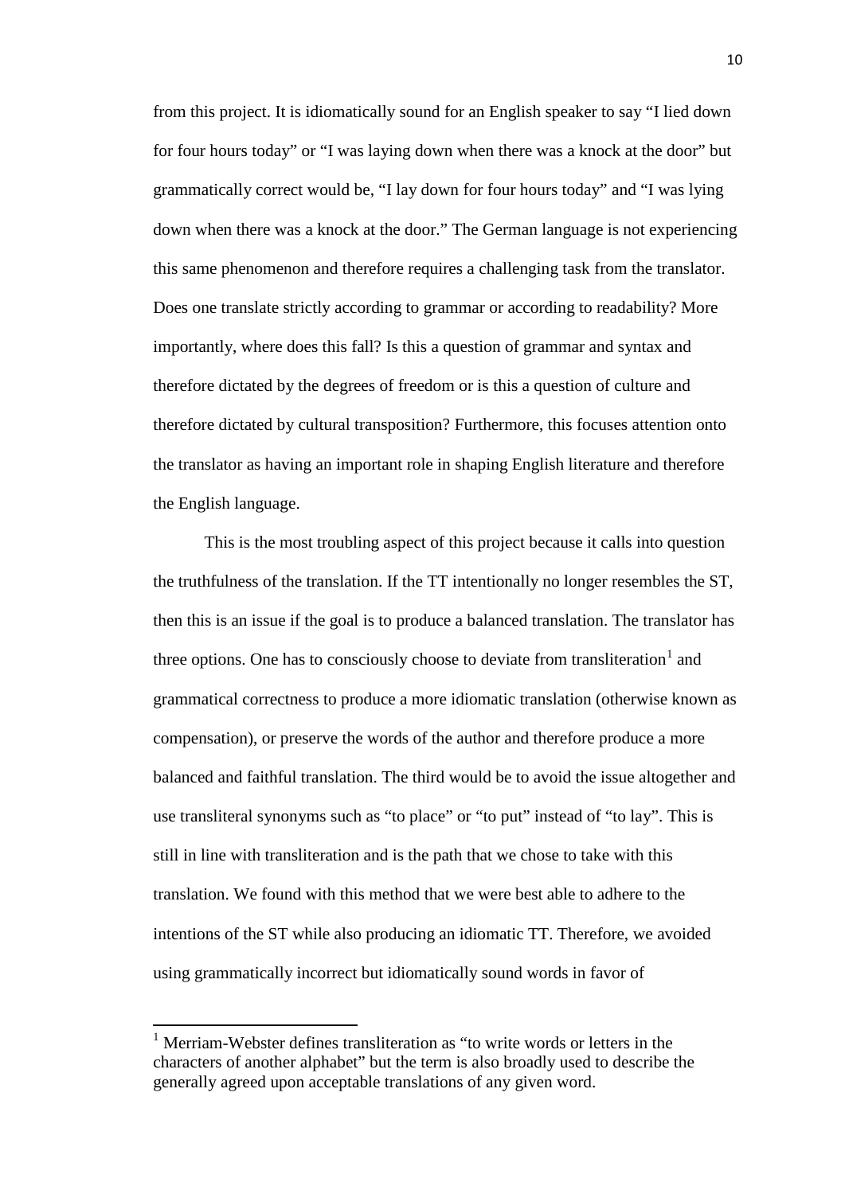from this project. It is idiomatically sound for an English speaker to say "I lied down for four hours today" or "I was laying down when there was a knock at the door" but grammatically correct would be, "I lay down for four hours today" and "I was lying down when there was a knock at the door." The German language is not experiencing this same phenomenon and therefore requires a challenging task from the translator. Does one translate strictly according to grammar or according to readability? More importantly, where does this fall? Is this a question of grammar and syntax and therefore dictated by the degrees of freedom or is this a question of culture and therefore dictated by cultural transposition? Furthermore, this focuses attention onto the translator as having an important role in shaping English literature and therefore the English language.

This is the most troubling aspect of this project because it calls into question the truthfulness of the translation. If the TT intentionally no longer resembles the ST, then this is an issue if the goal is to produce a balanced translation. The translator has three options. One has to consciously choose to deviate from transliteration[1] and grammatical correctness to produce a more idiomatic translation (otherwise known as compensation), or preserve the words of the author and therefore produce a more balanced and faithful translation. The third would be to avoid the issue altogether and use transliteral synonyms such as "to place" or "to put" instead of "to lay". This is still in line with transliteration and is the path that we chose to take with this translation. We found with this method that we were best able to adhere to the intentions of the ST while also producing an idiomatic TT. Therefore, we avoided using grammatically incorrect but idiomatically sound words in favor of

[1] Merriam-Webster defines transliteration as "to write words or letters in the characters of another alphabet" but the term is also broadly used to describe the generally agreed upon acceptable translations of any given word.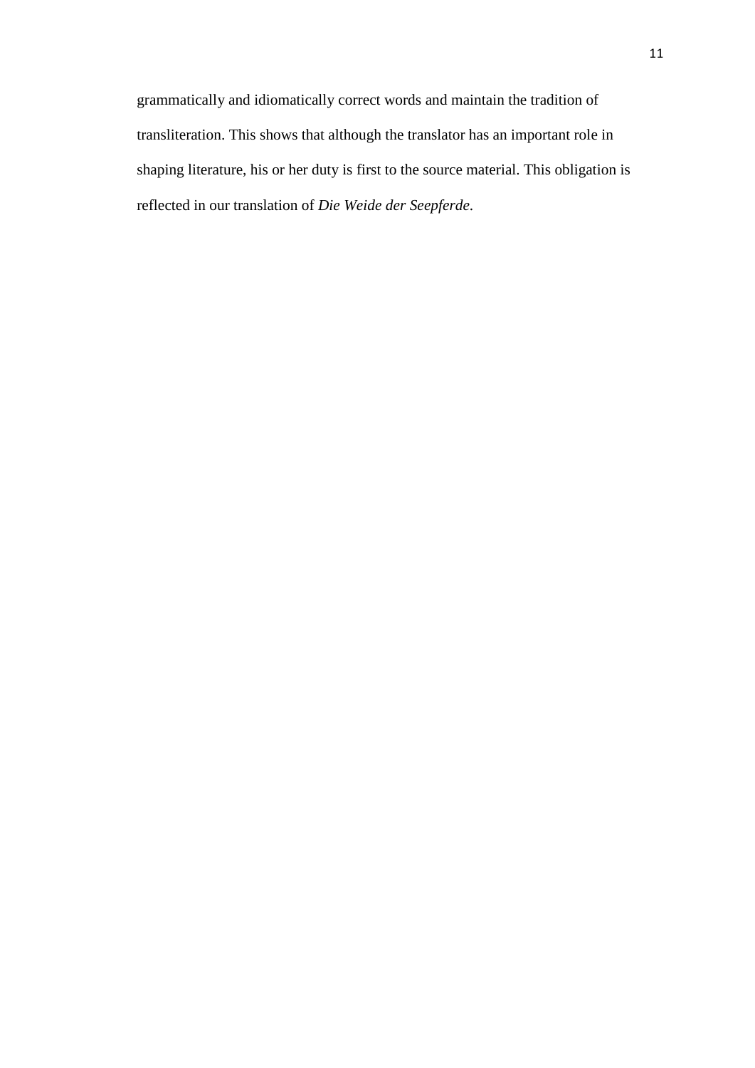grammatically and idiomatically correct words and maintain the tradition of transliteration. This shows that although the translator has an important role in shaping literature, his or her duty is first to the source material. This obligation is reflected in our translation of *Die Weide der Seepferde*.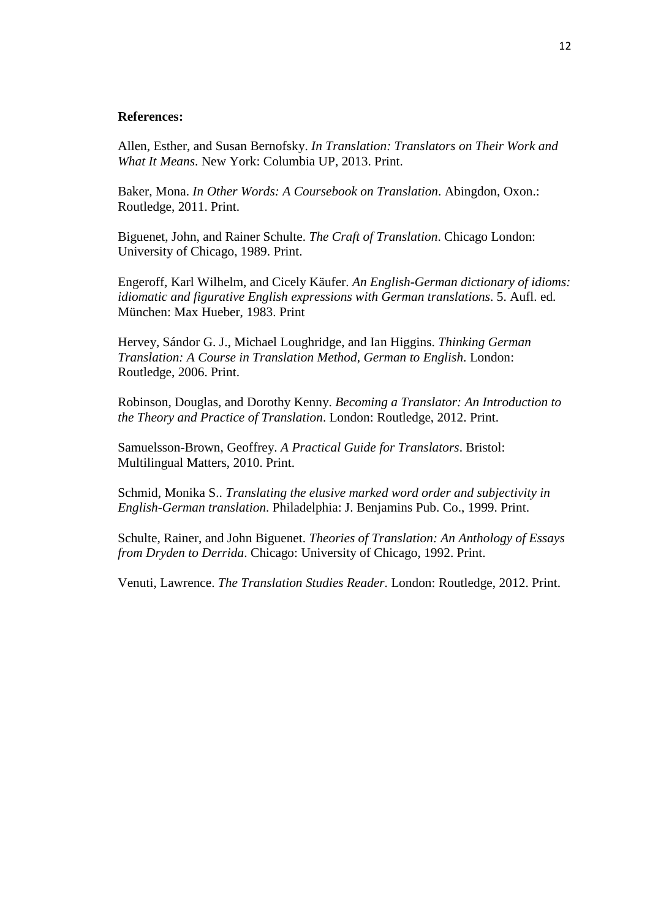**References:**

Allen, Esther, and Susan Bernofsky. *In Translation: Translators on Their Work and What It Means*. New York: Columbia UP, 2013. Print.

Baker, Mona. *In Other Words: A Coursebook on Translation*. Abingdon, Oxon.: Routledge, 2011. Print.

Biguenet, John, and Rainer Schulte. *The Craft of Translation*. Chicago London: University of Chicago, 1989. Print.

Engeroff, Karl Wilhelm, and Cicely Käufer. *An English-German dictionary of idioms: idiomatic and figurative English expressions with German translations*. 5. Aufl. ed. München: Max Hueber, 1983. Print

Hervey, Sándor G. J., Michael Loughridge, and Ian Higgins. *Thinking German Translation: A Course in Translation Method, German to English*. London: Routledge, 2006. Print.

Robinson, Douglas, and Dorothy Kenny. *Becoming a Translator: An Introduction to the Theory and Practice of Translation*. London: Routledge, 2012. Print.

Samuelsson-Brown, Geoffrey. *A Practical Guide for Translators*. Bristol: Multilingual Matters, 2010. Print.

Schmid, Monika S.. *Translating the elusive marked word order and subjectivity in English-German translation*. Philadelphia: J. Benjamins Pub. Co., 1999. Print.

Schulte, Rainer, and John Biguenet. *Theories of Translation: An Anthology of Essays from Dryden to Derrida*. Chicago: University of Chicago, 1992. Print.

Venuti, Lawrence. *The Translation Studies Reader*. London: Routledge, 2012. Print.